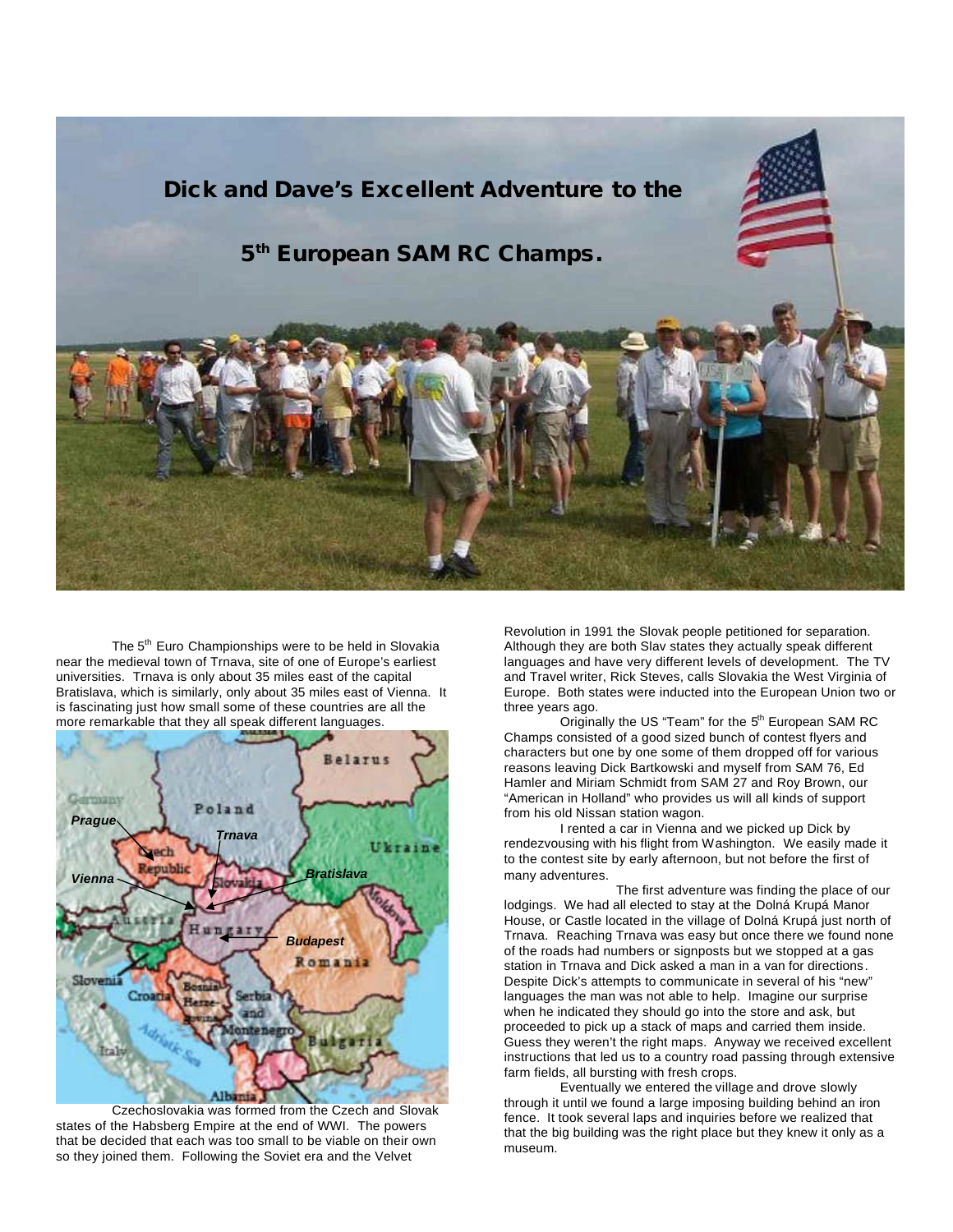# Dick and Dave's Excellent Adventure to the

# 5th European SAM RC Champs.

The 5th Euro Championships were to be held in Slovakia near the medieval town of Trnava, site of one of Europe's earliest universities. Trnava is only about 35 miles east of the capital Bratislava, which is similarly, only about 35 miles east of Vienna. It is fascinating just how small some of these countries are all the more remarkable that they all speak different languages.

Czechoslovakia was formed from the Czech and Slovak states of the Habsberg Empire at the end of WWI. The powers that be decided that each was too small to be viable on their own so they joined them. Following the Soviet era and the Velvet Revolution in 1991 the Slovak people petitioned for separation. Although they are both Slav states they actually speak different languages and have very different levels of development. The TV and Travel writer, Rick Steves, calls Slovakia the West Virginia of Europe. Both states were inducted into the European Union two or three years ago.

Originally the US "Team" for the 5th European SAM RC Champs consisted of a good sized bunch of contest flyers and characters but one by one some of them dropped off for various reasons leaving Dick Bartkowski and myself from SAM 76, Ed Hamler and Miriam Schmidt from SAM 27 and Roy Brown, our "American in Holland" who provides us will all kinds of support from his old Nissan station wagon.

I rented a car in Vienna and we picked up Dick by rendezvousing with his flight from Washington. We easily made it to the contest site by early afternoon, but not before the first of many adventures.

The first adventure was finding the place of our lodgings. We had all elected to stay at the Dolná Krupá Manor House, or Castle located in the village of Dolná Krupá just north of Trnava. Reaching Trnava was easy but once there we found none of the roads had numbers or signposts but we stopped at a gas station in Trnava and Dick asked a man in a van for directions. Despite Dick's attempts to communicate in several of his "new" languages the man was not able to help. Imagine our surprise when he indicated they should go into the store and ask, but proceeded to pick up a stack of maps and carried them inside. Guess they weren't the right maps. Anyway we received excellent instructions that led us to a country road passing through extensive farm fields, all bursting with fresh crops.

Eventually we entered the village and drove slowly through it until we found a large imposing building behind an iron fence. It took several laps and inquiries before we realized that that the big building was the right place but they knew it only as a museum.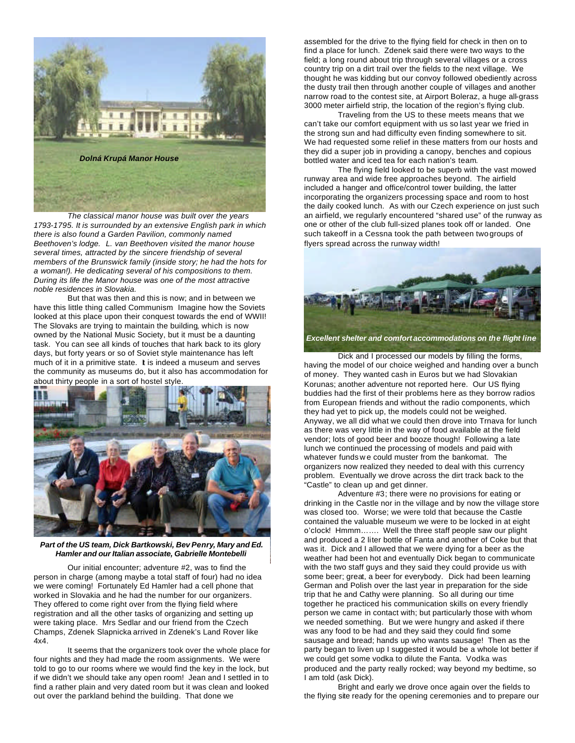***Dolná Krupá Manor House***

*The classical manor house was built over the years 1793-1795. It is surrounded by an extensive English park in which there is also found a Garden Pavilion, commonly named Beethoven's lodge. L. van Beethoven visited the manor house several times, attracted by the sincere friendship of several members of the Brunswick family (inside story; he had the hots for a woman!). He dedicating several of his compositions to them. During its life the Manor house was one of the most attractive noble residences in Slovakia.*

But that was then and this is now; and in between we have this little thing called Communism Imagine how the Soviets looked at this place upon their conquest towards the end of WWII! The Slovaks are trying to maintain the building, which is now owned by the National Music Society, but it must be a daunting task. You can see all kinds of touches that hark back to its glory days, but forty years or so of Soviet style maintenance has left much of it in a primitive state. It is indeed a museum and serves the community as museums do, but it also has accommodation for about thirty people in a sort of hostel style.

***Part of the US team, Dick Bartkowski, Bev Penry, Mary and Ed. Hamler and our Italian associate, Gabrielle Montebelli***

Our initial encounter; adventure #2, was to find the person in charge (among maybe a total staff of four) had no idea we were coming! Fortunately Ed Hamler had a cell phone that worked in Slovakia and he had the number for our organizers. They offered to come right over from the flying field where registration and all the other tasks of organizing and setting up were taking place. Mrs Sedlar and our friend from the Czech Champs, Zdenek Slapnicka arrived in Zdenek's Land Rover like 4x4.

It seems that the organizers took over the whole place for four nights and they had made the room assignments. We were told to go to our rooms where we would find the key in the lock, but if we didn't we should take any open room! Jean and I settled in to find a rather plain and very dated room but it was clean and looked out over the parkland behind the building. That done we assembled for the drive to the flying field for check in then on to find a place for lunch. Zdenek said there were two ways to the field; a long round about trip through several villages or a cross country trip on a dirt trail over the fields to the next village. We thought he was kidding but our convoy followed obediently across the dusty trail then through another couple of villages and another narrow road to the contest site, at Airport Boleraz, a huge all-grass 3000 meter airfield strip, the location of the region's flying club.

Traveling from the US to these meets means that we can't take our comfort equipment with us so last year we fried in the strong sun and had difficulty even finding somewhere to sit. We had requested some relief in these matters from our hosts and they did a super job in providing a canopy, benches and copious bottled water and iced tea for each nation's team.

The flying field looked to be superb with the vast mowed runway area and wide free approaches beyond. The airfield included a hanger and office/control tower building, the latter incorporating the organizers processing space and room to host the daily cooked lunch. As with our Czech experience on just such an airfield, we regularly encountered "shared use" of the runway as one or other of the club full-sized planes took off or landed. One such takeoff in a Cessna took the path between two groups of flyers spread across the runway width!

***Excellent shelter and comfort accommodations on the flight line***

Dick and I processed our models by filling the forms, having the model of our choice weighed and handing over a bunch of money. They wanted cash in Euros but we had Slovakian Korunas; another adventure not reported here. Our US flying buddies had the first of their problems here as they borrow radios from European friends and without the radio components, which they had yet to pick up, the models could not be weighed. Anyway, we all did what we could then drove into Trnava for lunch as there was very little in the way of food available at the field vendor; lots of good beer and booze though! Following a late lunch we continued the processing of models and paid with whatever funds we could muster from the bankomat. The organizers now realized they needed to deal with this currency problem. Eventually we drove across the dirt track back to the "Castle" to clean up and get dinner.

Adventure #3; there were no provisions for eating or drinking in the Castle nor in the village and by now the village store was closed too. Worse; we were told that because the Castle contained the valuable museum we were to be locked in at eight o'clock! Hmmm……. Well the three staff people saw our plight and produced a 2 liter bottle of Fanta and another of Coke but that was it. Dick and I allowed that we were dying for a beer as the weather had been hot and eventually Dick began to communicate with the two staff guys and they said they could provide us with some beer; great, a beer for everybody. Dick had been learning German and Polish over the last year in preparation for the side trip that he and Cathy were planning. So all during our time together he practiced his communication skills on every friendly person we came in contact with; but particularly those with whom we needed something. But we were hungry and asked if there was any food to be had and they said they could find some sausage and bread; hands up who wants sausage! Then as the party began to liven up I suggested it would be a whole lot better if we could get some vodka to dilute the Fanta. Vodka was produced and the party really rocked; way beyond my bedtime, so I am told (ask Dick).

Bright and early we drove once again over the fields to the flying site ready for the opening ceremonies and to prepare our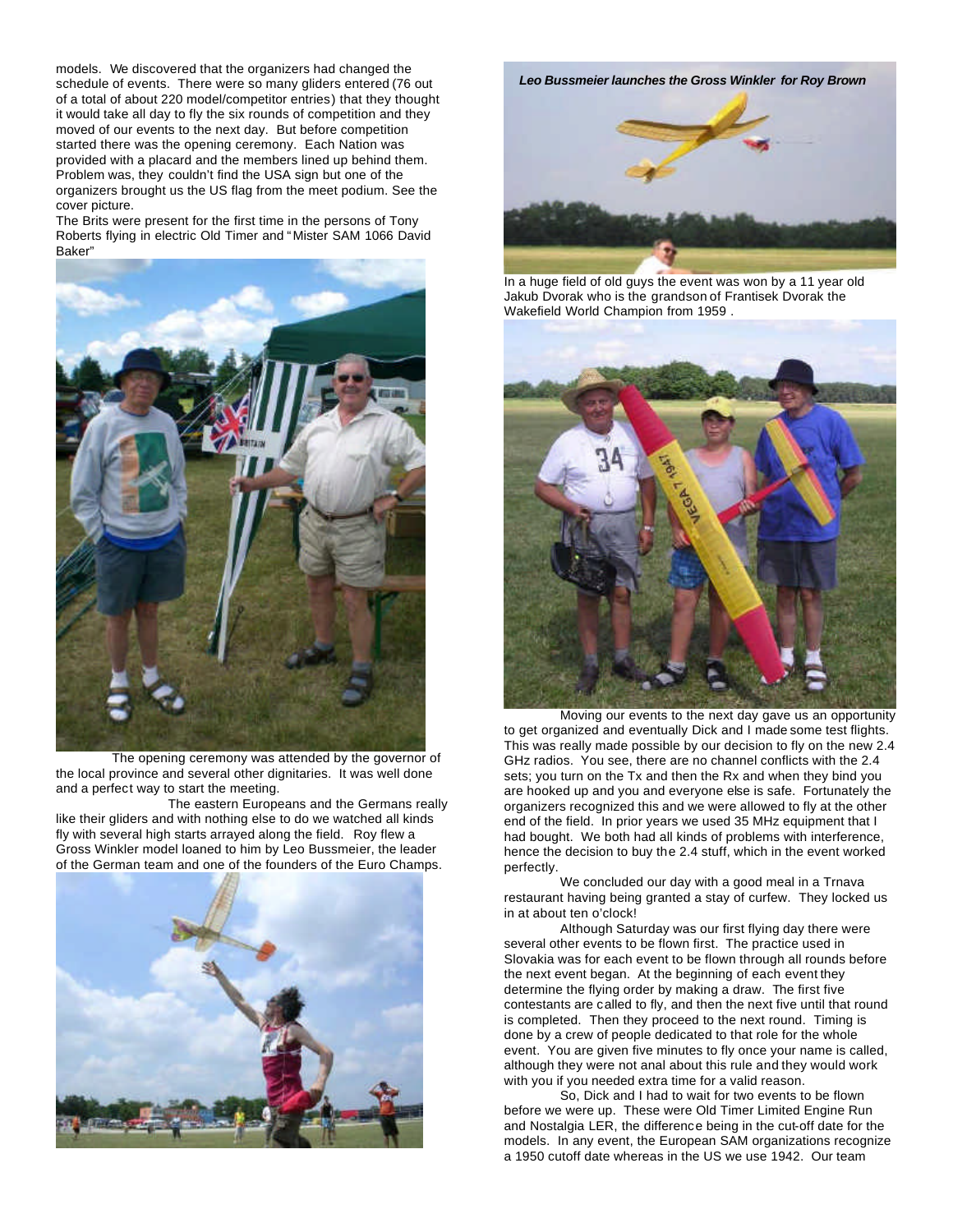models. We discovered that the organizers had changed the schedule of events. There were so many gliders entered (76 out of a total of about 220 model/competitor entries) that they thought it would take all day to fly the six rounds of competition and they moved of our events to the next day. But before competition started there was the opening ceremony. Each Nation was provided with a placard and the members lined up behind them. Problem was, they couldn't find the USA sign but one of the organizers brought us the US flag from the meet podium. See the cover picture.

The Brits were present for the first time in the persons of Tony Roberts flying in electric Old Timer and "Mister SAM 1066 David Baker"

The opening ceremony was attended by the governor of the local province and several other dignitaries. It was well done and a perfect way to start the meeting.

The eastern Europeans and the Germans really like their gliders and with nothing else to do we watched all kinds fly with several high starts arrayed along the field. Roy flew a Gross Winkler model loaned to him by Leo Bussmeier, the leader of the German team and one of the founders of the Euro Champs.

***Leo Bussmeier launches the Gross Winkler for Roy Brown***

In a huge field of old guys the event was won by a 11 year old Jakub Dvorak who is the grandson of Frantisek Dvorak the Wakefield World Champion from 1959 .

Moving our events to the next day gave us an opportunity to get organized and eventually Dick and I made some test flights. This was really made possible by our decision to fly on the new 2.4 GHz radios. You see, there are no channel conflicts with the 2.4 sets; you turn on the Tx and then the Rx and when they bind you are hooked up and you and everyone else is safe. Fortunately the organizers recognized this and we were allowed to fly at the other end of the field. In prior years we used 35 MHz equipment that I had bought. We both had all kinds of problems with interference, hence the decision to buy the 2.4 stuff, which in the event worked perfectly.

We concluded our day with a good meal in a Trnava restaurant having being granted a stay of curfew. They locked us in at about ten o'clock!

Although Saturday was our first flying day there were several other events to be flown first. The practice used in Slovakia was for each event to be flown through all rounds before the next event began. At the beginning of each event they determine the flying order by making a draw. The first five contestants are called to fly, and then the next five until that round is completed. Then they proceed to the next round. Timing is done by a crew of people dedicated to that role for the whole event. You are given five minutes to fly once your name is called, although they were not anal about this rule and they would work with you if you needed extra time for a valid reason.

So, Dick and I had to wait for two events to be flown before we were up. These were Old Timer Limited Engine Run and Nostalgia LER, the difference being in the cut-off date for the models. In any event, the European SAM organizations recognize a 1950 cutoff date whereas in the US we use 1942. Our team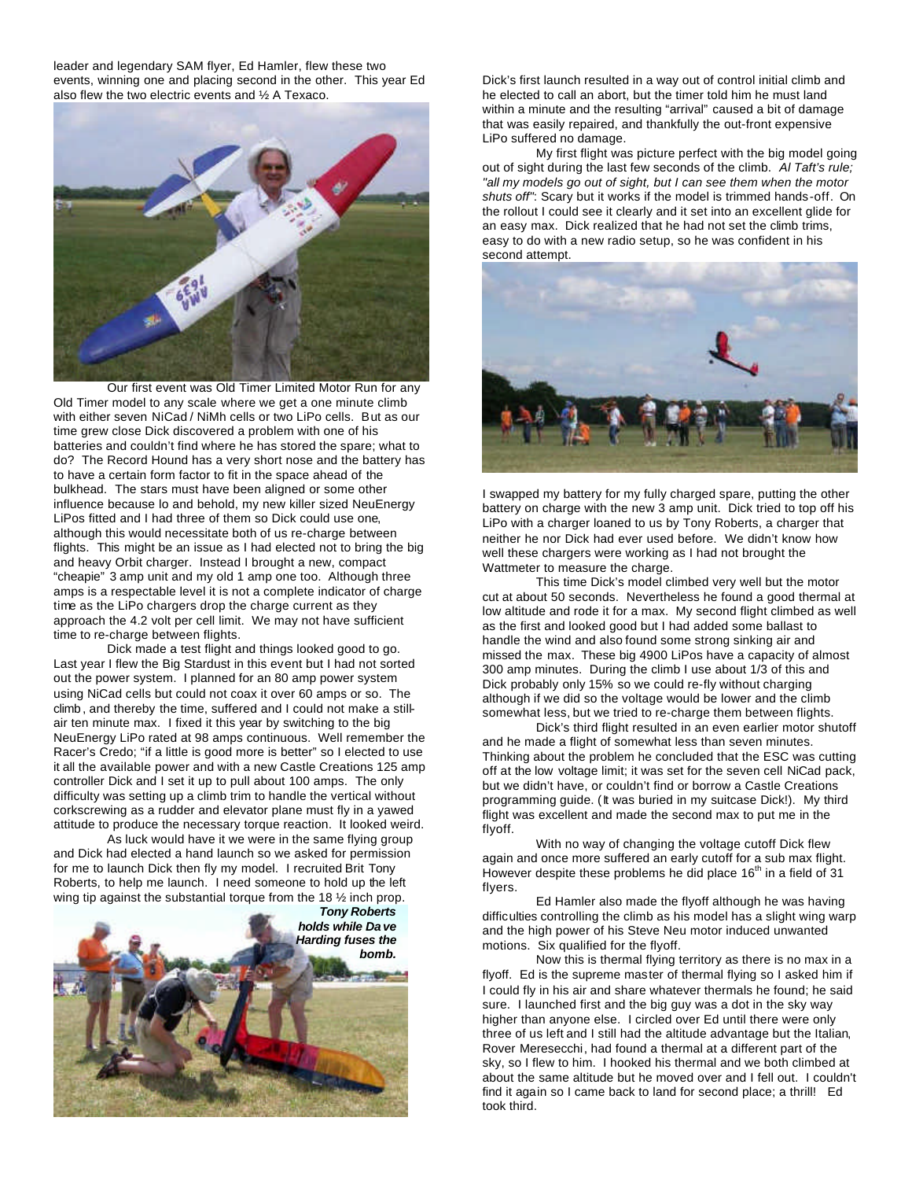leader and legendary SAM flyer, Ed Hamler, flew these two events, winning one and placing second in the other. This year Ed also flew the two electric events and ½ A Texaco.

Our first event was Old Timer Limited Motor Run for any Old Timer model to any scale where we get a one minute climb with either seven NiCad / NiMh cells or two LiPo cells. But as our time grew close Dick discovered a problem with one of his batteries and couldn't find where he has stored the spare; what to do? The Record Hound has a very short nose and the battery has to have a certain form factor to fit in the space ahead of the bulkhead. The stars must have been aligned or some other influence because lo and behold, my new killer sized NeuEnergy LiPos fitted and I had three of them so Dick could use one, although this would necessitate both of us re-charge between flights. This might be an issue as I had elected not to bring the big and heavy Orbit charger. Instead I brought a new, compact "cheapie" 3 amp unit and my old 1 amp one too. Although three amps is a respectable level it is not a complete indicator of charge time as the LiPo chargers drop the charge current as they approach the 4.2 volt per cell limit. We may not have sufficient time to re-charge between flights.

Dick made a test flight and things looked good to go. Last year I flew the Big Stardust in this event but I had not sorted out the power system. I planned for an 80 amp power system using NiCad cells but could not coax it over 60 amps or so. The climb, and thereby the time, suffered and I could not make a still-air ten minute max. I fixed it this year by switching to the big NeuEnergy LiPo rated at 98 amps continuous. Well remember the Racer's Credo; "if a little is good more is better" so I elected to use it all the available power and with a new Castle Creations 125 amp controller Dick and I set it up to pull about 100 amps. The only difficulty was setting up a climb trim to handle the vertical without corkscrewing as a rudder and elevator plane must fly in a yawed attitude to produce the necessary torque reaction. It looked weird.

As luck would have it we were in the same flying group and Dick had elected a hand launch so we asked for permission for me to launch Dick then fly my model. I recruited Brit Tony Roberts, to help me launch. I need someone to hold up the left wing tip against the substantial torque from the 18 ½ inch prop.

***Tony Roberts holds while Dave Harding fuses the bomb.***

Dick's first launch resulted in a way out of control initial climb and he elected to call an abort, but the timer told him he must land within a minute and the resulting "arrival" caused a bit of damage that was easily repaired, and thankfully the out-front expensive LiPo suffered no damage.

My first flight was picture perfect with the big model going out of sight during the last few seconds of the climb. *Al Taft's rule; "all my models go out of sight, but I can see them when the motor shuts off"*: Scary but it works if the model is trimmed hands-off. On the rollout I could see it clearly and it set into an excellent glide for an easy max. Dick realized that he had not set the climb trims, easy to do with a new radio setup, so he was confident in his second attempt.

I swapped my battery for my fully charged spare, putting the other battery on charge with the new 3 amp unit. Dick tried to top off his LiPo with a charger loaned to us by Tony Roberts, a charger that neither he nor Dick had ever used before. We didn't know how well these chargers were working as I had not brought the Wattmeter to measure the charge.

This time Dick's model climbed very well but the motor cut at about 50 seconds. Nevertheless he found a good thermal at low altitude and rode it for a max. My second flight climbed as well as the first and looked good but I had added some ballast to handle the wind and also found some strong sinking air and missed the max. These big 4900 LiPos have a capacity of almost 300 amp minutes. During the climb I use about 1/3 of this and Dick probably only 15% so we could re-fly without charging although if we did so the voltage would be lower and the climb somewhat less, but we tried to re-charge them between flights.

Dick's third flight resulted in an even earlier motor shutoff and he made a flight of somewhat less than seven minutes. Thinking about the problem he concluded that the ESC was cutting off at the low voltage limit; it was set for the seven cell NiCad pack, but we didn't have, or couldn't find or borrow a Castle Creations programming guide. (It was buried in my suitcase Dick!). My third flight was excellent and made the second max to put me in the flyoff.

With no way of changing the voltage cutoff Dick flew again and once more suffered an early cutoff for a sub max flight. However despite these problems he did place 16th in a field of 31 flyers.

Ed Hamler also made the flyoff although he was having difficulties controlling the climb as his model has a slight wing warp and the high power of his Steve Neu motor induced unwanted motions. Six qualified for the flyoff.

Now this is thermal flying territory as there is no max in a flyoff. Ed is the supreme master of thermal flying so I asked him if I could fly in his air and share whatever thermals he found; he said sure. I launched first and the big guy was a dot in the sky way higher than anyone else. I circled over Ed until there were only three of us left and I still had the altitude advantage but the Italian, Rover Meresecchi, had found a thermal at a different part of the sky, so I flew to him. I hooked his thermal and we both climbed at about the same altitude but he moved over and I fell out. I couldn't find it again so I came back to land for second place; a thrill! Ed took third.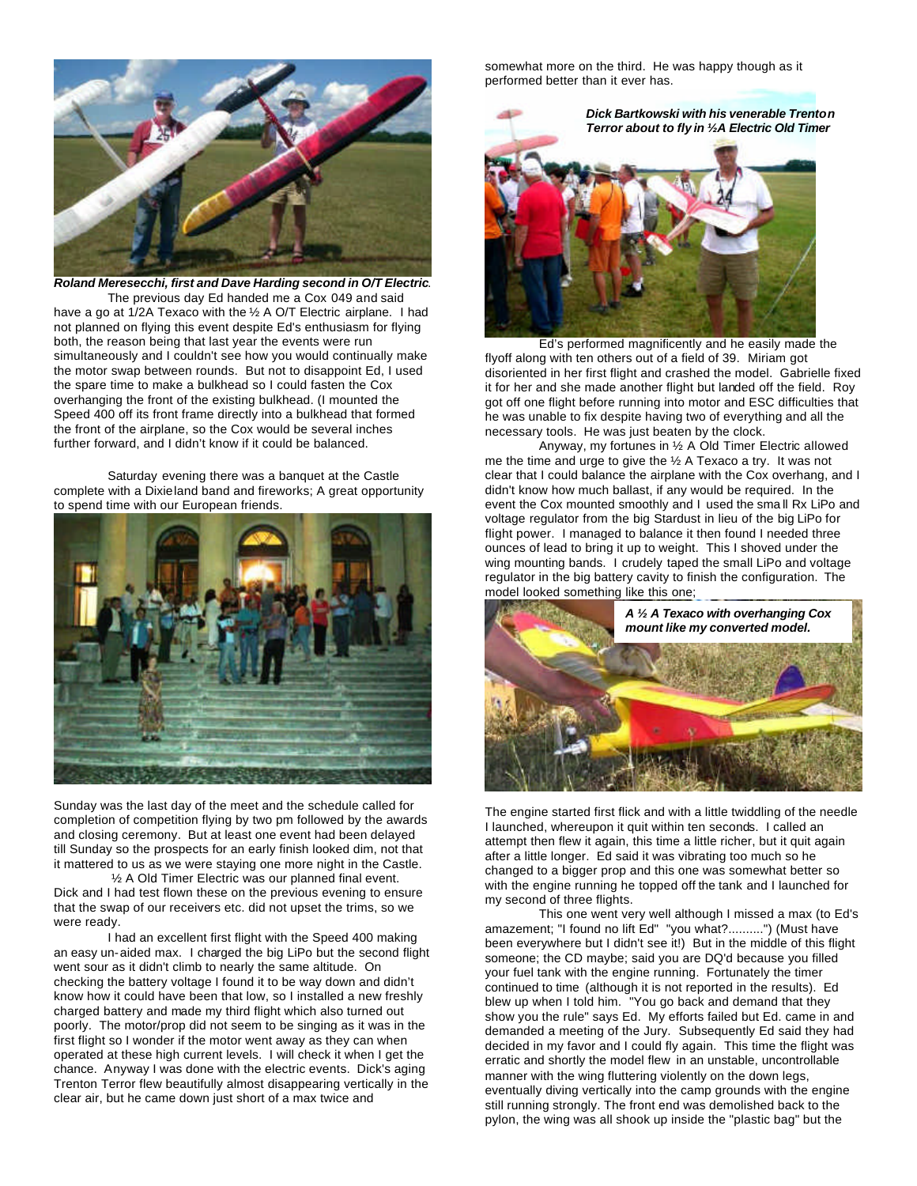***Roland Meresecchi, first and Dave Harding second in O/T Electric*.**

The previous day Ed handed me a Cox 049 and said have a go at 1/2A Texaco with the ½ A O/T Electric airplane. I had not planned on flying this event despite Ed's enthusiasm for flying both, the reason being that last year the events were run simultaneously and I couldn't see how you would continually make the motor swap between rounds. But not to disappoint Ed, I used the spare time to make a bulkhead so I could fasten the Cox overhanging the front of the existing bulkhead. (I mounted the Speed 400 off its front frame directly into a bulkhead that formed the front of the airplane, so the Cox would be several inches further forward, and I didn't know if it could be balanced.

Saturday evening there was a banquet at the Castle complete with a Dixieland band and fireworks; A great opportunity to spend time with our European friends.

Sunday was the last day of the meet and the schedule called for completion of competition flying by two pm followed by the awards and closing ceremony. But at least one event had been delayed till Sunday so the prospects for an early finish looked dim, not that it mattered to us as we were staying one more night in the Castle.

½ A Old Timer Electric was our planned final event. Dick and I had test flown these on the previous evening to ensure that the swap of our receivers etc. did not upset the trims, so we were ready.

I had an excellent first flight with the Speed 400 making an easy un-aided max. I charged the big LiPo but the second flight went sour as it didn't climb to nearly the same altitude. On checking the battery voltage I found it to be way down and didn't know how it could have been that low, so I installed a new freshly charged battery and made my third flight which also turned out poorly. The motor/prop did not seem to be singing as it was in the first flight so I wonder if the motor went away as they can when operated at these high current levels. I will check it when I get the chance. Anyway I was done with the electric events. Dick's aging Trenton Terror flew beautifully almost disappearing vertically in the clear air, but he came down just short of a max twice and somewhat more on the third. He was happy though as it performed better than it ever has.

***Dick Bartkowski with his venerable Trenton Terror about to fly in ½A Electric Old Timer***

Ed's performed magnificently and he easily made the flyoff along with ten others out of a field of 39. Miriam got disoriented in her first flight and crashed the model. Gabrielle fixed it for her and she made another flight but landed off the field. Roy got off one flight before running into motor and ESC difficulties that he was unable to fix despite having two of everything and all the necessary tools. He was just beaten by the clock.

Anyway, my fortunes in ½ A Old Timer Electric allowed me the time and urge to give the ½ A Texaco a try. It was not clear that I could balance the airplane with the Cox overhang, and I didn't know how much ballast, if any would be required. In the event the Cox mounted smoothly and I used the small Rx LiPo and voltage regulator from the big Stardust in lieu of the big LiPo for flight power. I managed to balance it then found I needed three ounces of lead to bring it up to weight. This I shoved under the wing mounting bands. I crudely taped the small LiPo and voltage regulator in the big battery cavity to finish the configuration. The model looked something like this one;

***A ½ A Texaco with overhanging Cox mount like my converted model.***

The engine started first flick and with a little twiddling of the needle I launched, whereupon it quit within ten seconds. I called an attempt then flew it again, this time a little richer, but it quit again after a little longer. Ed said it was vibrating too much so he changed to a bigger prop and this one was somewhat better so with the engine running he topped off the tank and I launched for my second of three flights.

This one went very well although I missed a max (to Ed's amazement; "I found no lift Ed" "you what?..........") (Must have been everywhere but I didn't see it!) But in the middle of this flight someone; the CD maybe; said you are DQ'd because you filled your fuel tank with the engine running. Fortunately the timer continued to time (although it is not reported in the results). Ed blew up when I told him. "You go back and demand that they show you the rule" says Ed. My efforts failed but Ed. came in and demanded a meeting of the Jury. Subsequently Ed said they had decided in my favor and I could fly again. This time the flight was erratic and shortly the model flew in an unstable, uncontrollable manner with the wing fluttering violently on the down legs, eventually diving vertically into the camp grounds with the engine still running strongly. The front end was demolished back to the pylon, the wing was all shook up inside the "plastic bag" but the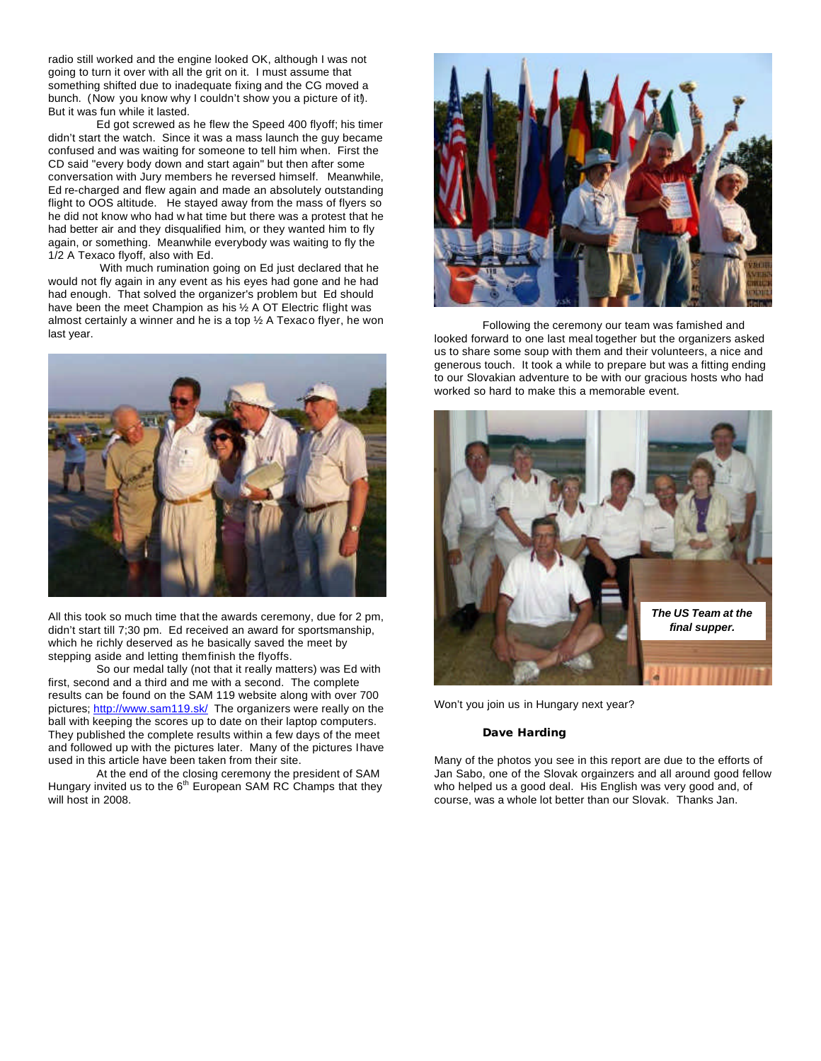radio still worked and the engine looked OK, although I was not going to turn it over with all the grit on it. I must assume that something shifted due to inadequate fixing and the CG moved a bunch. (Now you know why I couldn't show you a picture of it!). But it was fun while it lasted.

Ed got screwed as he flew the Speed 400 flyoff; his timer didn't start the watch. Since it was a mass launch the guy became confused and was waiting for someone to tell him when. First the CD said "every body down and start again" but then after some conversation with Jury members he reversed himself. Meanwhile, Ed re-charged and flew again and made an absolutely outstanding flight to OOS altitude. He stayed away from the mass of flyers so he did not know who had what time but there was a protest that he had better air and they disqualified him, or they wanted him to fly again, or something. Meanwhile everybody was waiting to fly the 1/2 A Texaco flyoff, also with Ed.

With much rumination going on Ed just declared that he would not fly again in any event as his eyes had gone and he had had enough. That solved the organizer's problem but Ed should have been the meet Champion as his ½ A OT Electric flight was almost certainly a winner and he is a top ½ A Texaco flyer, he won last year.

All this took so much time that the awards ceremony, due for 2 pm, didn't start till 7;30 pm. Ed received an award for sportsmanship, which he richly deserved as he basically saved the meet by stepping aside and letting them finish the flyoffs.

So our medal tally (not that it really matters) was Ed with first, second and a third and me with a second. The complete results can be found on the SAM 119 website along with over 700 pictures; http://www.sam119.sk/ The organizers were really on the ball with keeping the scores up to date on their laptop computers. They published the complete results within a few days of the meet and followed up with the pictures later. Many of the pictures I have used in this article have been taken from their site.

At the end of the closing ceremony the president of SAM Hungary invited us to the 6th European SAM RC Champs that they will host in 2008.

Following the ceremony our team was famished and looked forward to one last meal together but the organizers asked us to share some soup with them and their volunteers, a nice and generous touch. It took a while to prepare but was a fitting ending to our Slovakian adventure to be with our gracious hosts who had worked so hard to make this a memorable event.

***The US Team at the final supper.***

Won't you join us in Hungary next year?

**Dave Harding**

Many of the photos you see in this report are due to the efforts of Jan Sabo, one of the Slovak orgainzers and all around good fellow who helped us a good deal. His English was very good and, of course, was a whole lot better than our Slovak. Thanks Jan.